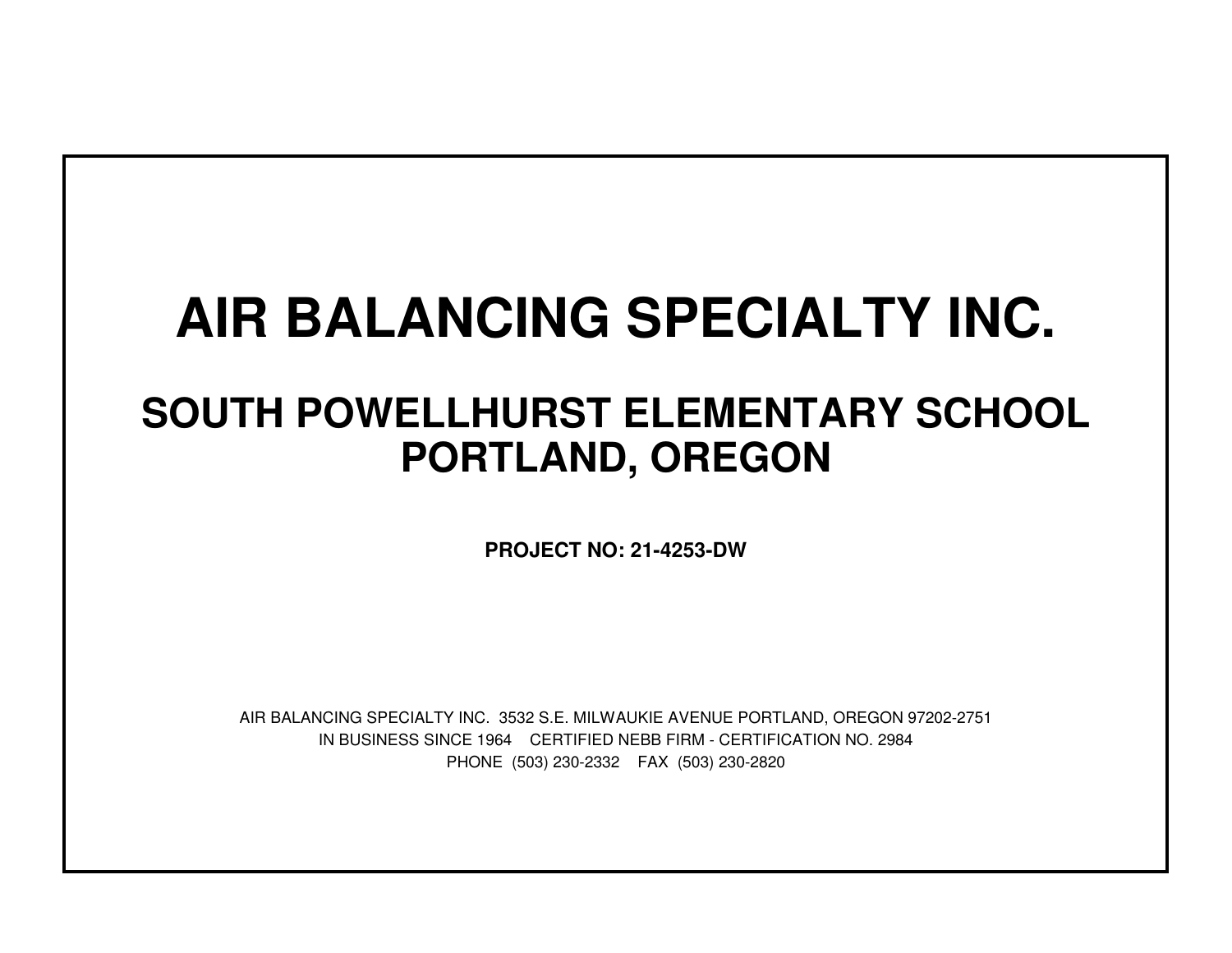# AIR BALANCING SPECIALTY INC.

## SOUTH POWELLHURST ELEMENTARY SCHOOL
## PORTLAND, OREGON

**PROJECT NO: 21-4253-DW**

AIR BALANCING SPECIALTY INC. 3532 S.E. MILWAUKIE AVENUE PORTLAND, OREGON 97202-2751

IN BUSINESS SINCE 1964 CERTIFIED NEBB FIRM - CERTIFICATION NO. 2984

PHONE (503) 230-2332 FAX (503) 230-2820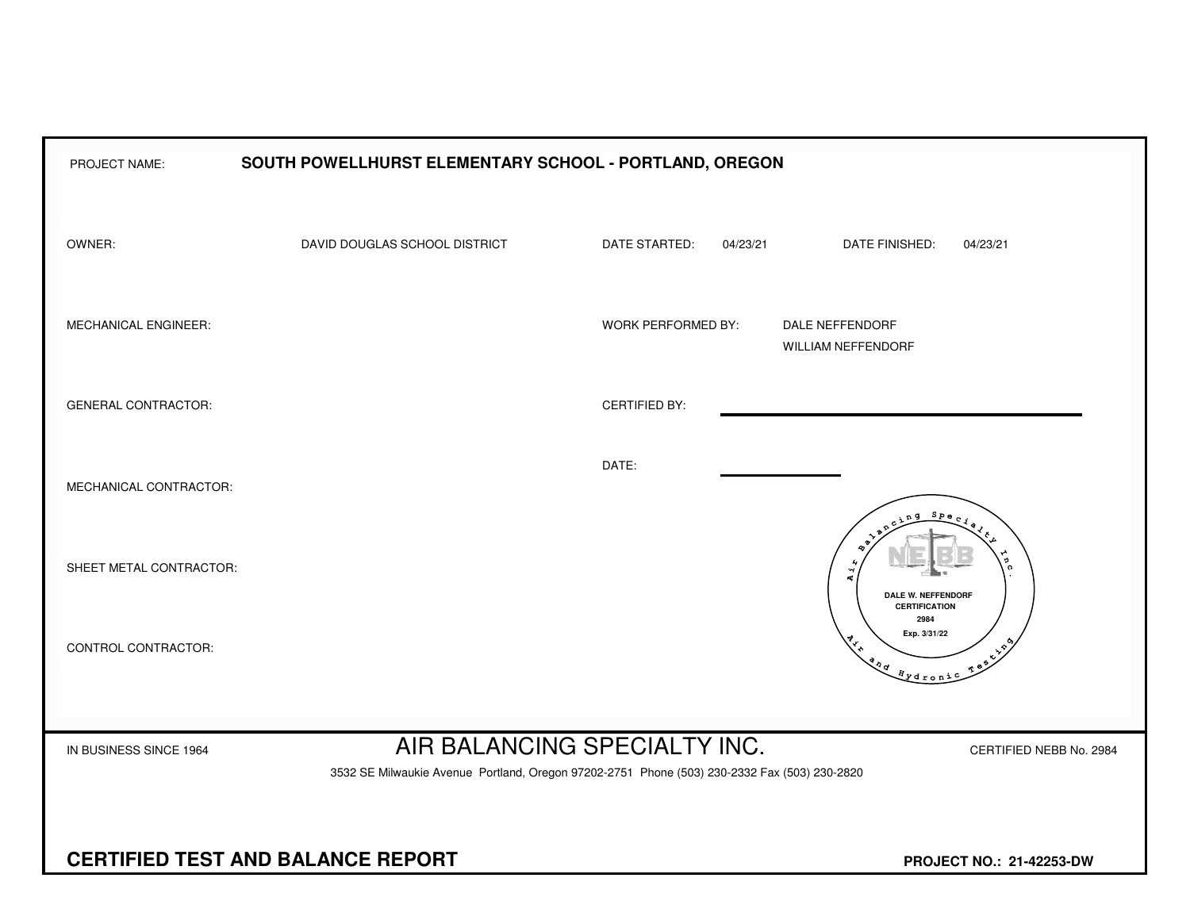| | | | |
|---|---|---|---|
| PROJECT NAME: | **SOUTH POWELLHURST ELEMENTARY SCHOOL - PORTLAND, OREGON** | | |
| OWNER: | DAVID DOUGLAS SCHOOL DISTRICT | DATE STARTED: 04/23/21 | DATE FINISHED: 04/23/21 |
| MECHANICAL ENGINEER: | | WORK PERFORMED BY: | DALE NEFFENDORF<br>WILLIAM NEFFENDORF |
| GENERAL CONTRACTOR: | | CERTIFIED BY: | |
| MECHANICAL CONTRACTOR: | | DATE: | |
| SHEET METAL CONTRACTOR: | | | |
| CONTROL CONTRACTOR: | | | |

Air Balancing Specialty Inc.
NEBB
DALE W. NEFFENDORF
CERTIFICATION
2984
Exp. 3/31/22
Air and Hydronic Testing

IN BUSINESS SINCE 1964

# AIR BALANCING SPECIALTY INC.

CERTIFIED NEBB No. 2984

3532 SE Milwaukie Avenue Portland, Oregon 97202-2751 Phone (503) 230-2332 Fax (503) 230-2820

## CERTIFIED TEST AND BALANCE REPORT

**PROJECT NO.: 21-42253-DW**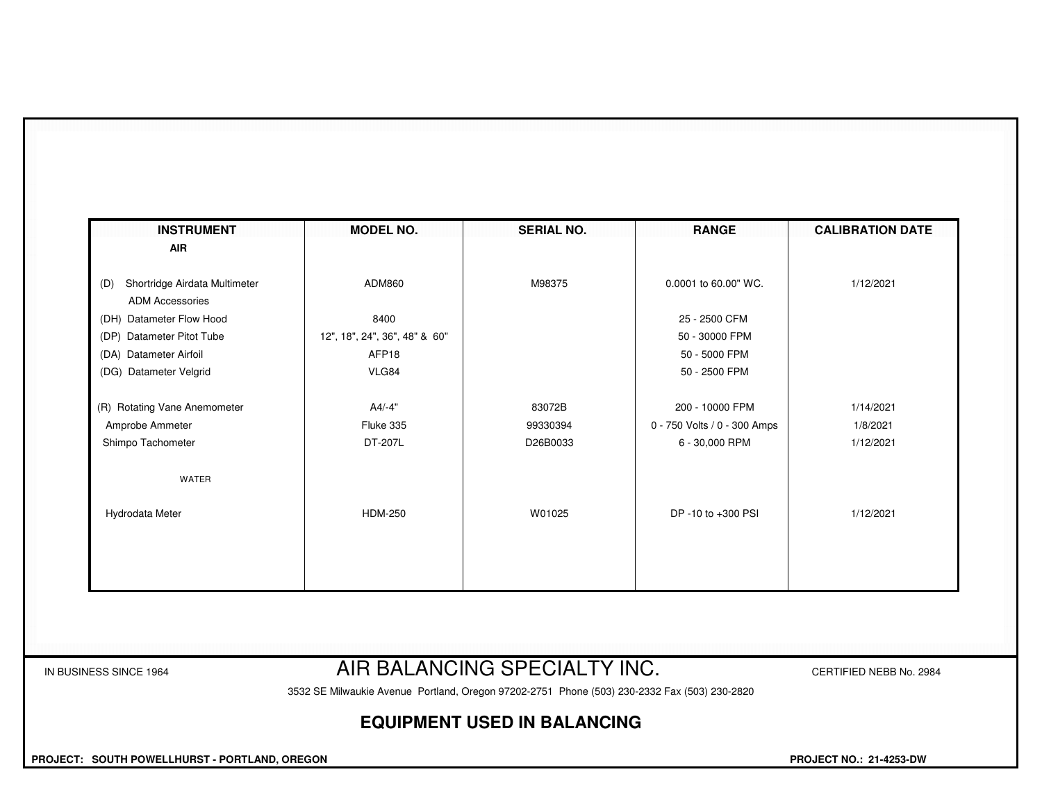| INSTRUMENT | MODEL NO. | SERIAL NO. | RANGE | CALIBRATION DATE |
|---|---|---|---|---|
| **AIR** | | | | |
| (D) Shortridge Airdata Multimeter | ADM860 | M98375 | 0.0001 to 60.00" WC. | 1/12/2021 |
| ADM Accessories | | | | |
| (DH) Datameter Flow Hood | 8400 | | 25 - 2500 CFM | |
| (DP) Datameter Pitot Tube | 12", 18", 24", 36", 48" & 60" | | 50 - 30000 FPM | |
| (DA) Datameter Airfoil | AFP18 | | 50 - 5000 FPM | |
| (DG) Datameter Velgrid | VLG84 | | 50 - 2500 FPM | |
| (R) Rotating Vane Anemometer | A4/-4" | 83072B | 200 - 10000 FPM | 1/14/2021 |
| Amprobe Ammeter | Fluke 335 | 99330394 | 0 - 750 Volts / 0 - 300 Amps | 1/8/2021 |
| Shimpo Tachometer | DT-207L | D26B0033 | 6 - 30,000 RPM | 1/12/2021 |
| WATER | | | | |
| Hydrodata Meter | HDM-250 | W01025 | DP -10 to +300 PSI | 1/12/2021 |

IN BUSINESS SINCE 1964

# AIR BALANCING SPECIALTY INC.

CERTIFIED NEBB No. 2984

3532 SE Milwaukie Avenue Portland, Oregon 97202-2751 Phone (503) 230-2332 Fax (503) 230-2820

## EQUIPMENT USED IN BALANCING

**PROJECT: SOUTH POWELLHURST - PORTLAND, OREGON**

**PROJECT NO.: 21-4253-DW**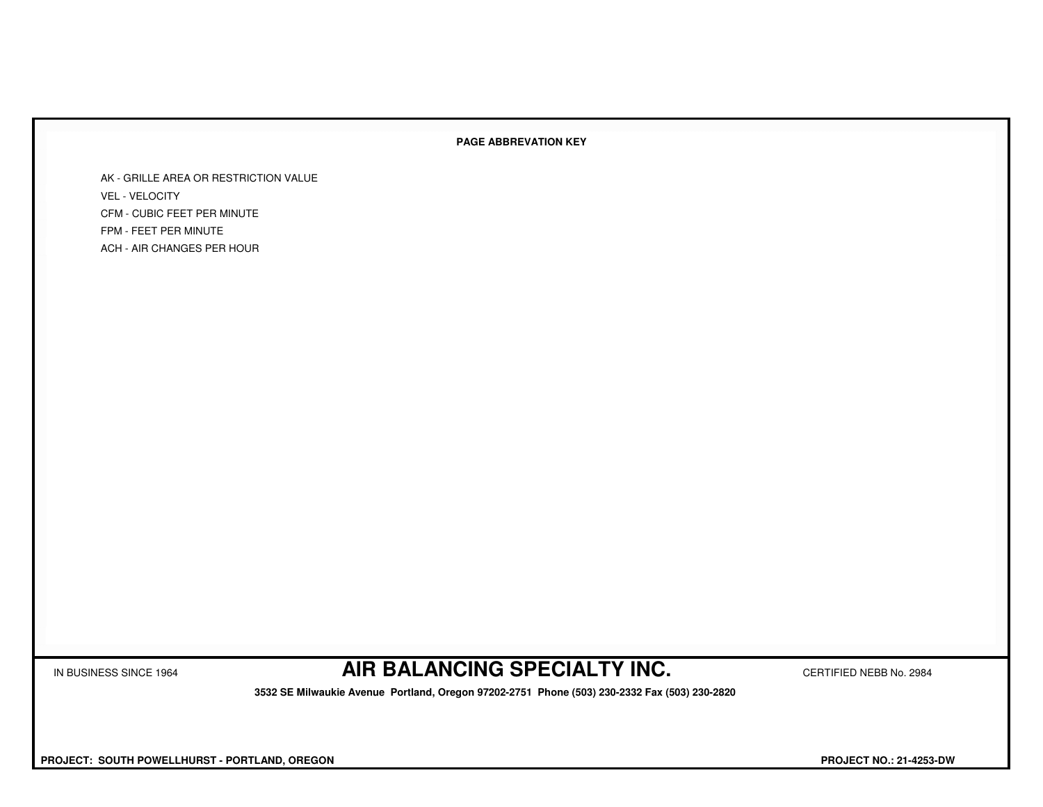**PAGE ABBREVATION KEY**

- AK - GRILLE AREA OR RESTRICTION VALUE
- VEL - VELOCITY
- CFM - CUBIC FEET PER MINUTE
- FPM - FEET PER MINUTE
- ACH - AIR CHANGES PER HOUR

IN BUSINESS SINCE 1964

## AIR BALANCING SPECIALTY INC.

CERTIFIED NEBB No. 2984

**3532 SE Milwaukie Avenue Portland, Oregon 97202-2751 Phone (503) 230-2332 Fax (503) 230-2820**

**PROJECT: SOUTH POWELLHURST - PORTLAND, OREGON**

**PROJECT NO.: 21-4253-DW**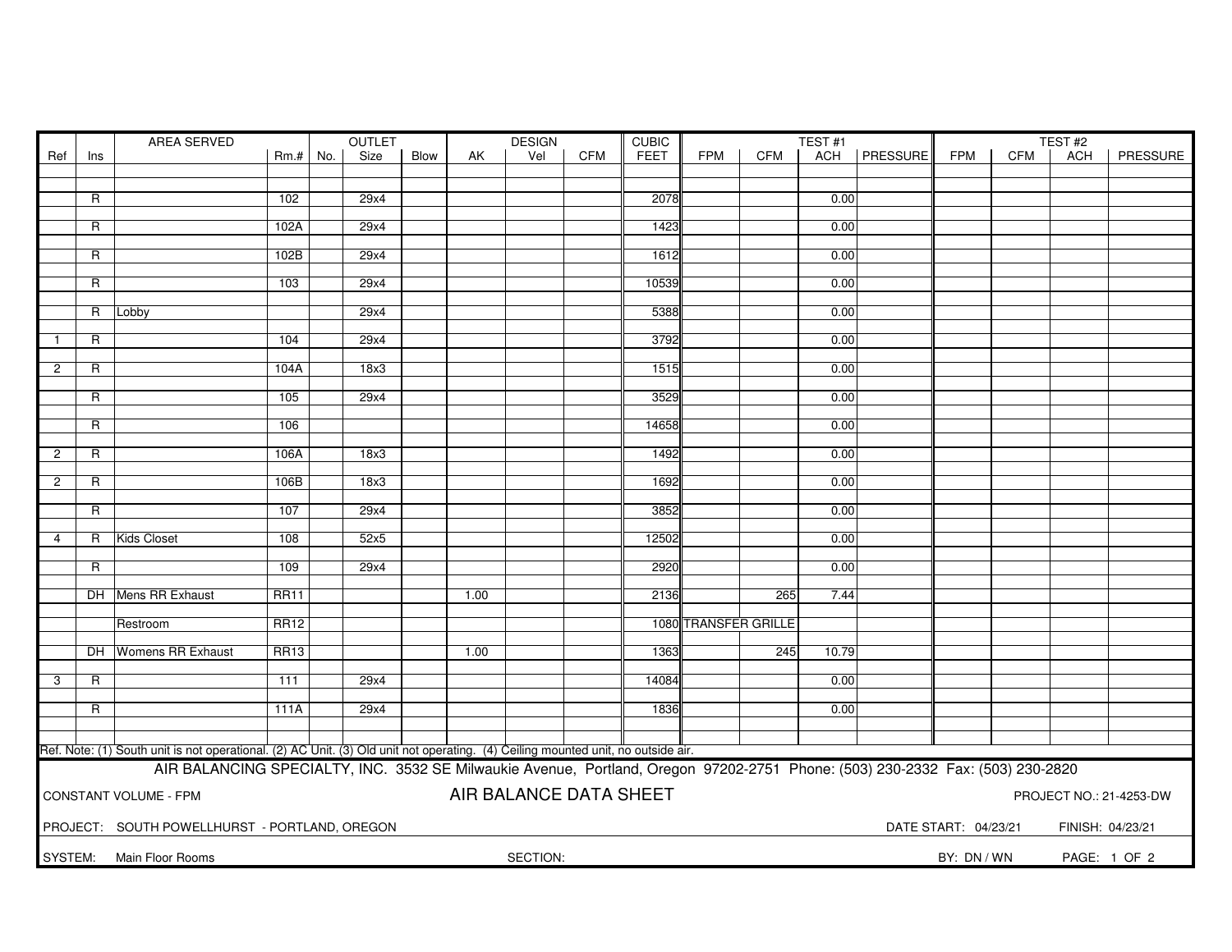| Ref | Ins | AREA SERVED | Rm.# | OUTLET No. | OUTLET Size | OUTLET Blow | DESIGN AK | DESIGN Vel | DESIGN CFM | CUBIC FEET | TEST #1 FPM | TEST #1 CFM | TEST #1 ACH | TEST #1 PRESSURE | TEST #2 FPM | TEST #2 CFM | TEST #2 ACH | TEST #2 PRESSURE |
|---|---|---|---|---|---|---|---|---|---|---|---|---|---|---|---|---|---|---|
| | R | | 102 | | 29x4 | | | | | 2078 | | | 0.00 | | | | | |
| | R | | 102A | | 29x4 | | | | | 1423 | | | 0.00 | | | | | |
| | R | | 102B | | 29x4 | | | | | 1612 | | | 0.00 | | | | | |
| | R | | 103 | | 29x4 | | | | | 10539 | | | 0.00 | | | | | |
| | R | Lobby | | | 29x4 | | | | | 5388 | | | 0.00 | | | | | |
| 1 | R | | 104 | | 29x4 | | | | | 3792 | | | 0.00 | | | | | |
| 2 | R | | 104A | | 18x3 | | | | | 1515 | | | 0.00 | | | | | |
| | R | | 105 | | 29x4 | | | | | 3529 | | | 0.00 | | | | | |
| | R | | 106 | | | | | | | 14658 | | | 0.00 | | | | | |
| 2 | R | | 106A | | 18x3 | | | | | 1492 | | | 0.00 | | | | | |
| 2 | R | | 106B | | 18x3 | | | | | 1692 | | | 0.00 | | | | | |
| | R | | 107 | | 29x4 | | | | | 3852 | | | 0.00 | | | | | |
| 4 | R | Kids Closet | 108 | | 52x5 | | | | | 12502 | | | 0.00 | | | | | |
| | R | | 109 | | 29x4 | | | | | 2920 | | | 0.00 | | | | | |
| | DH | Mens RR Exhaust | RR11 | | | | 1.00 | | | 2136 | | 265 | 7.44 | | | | | |
| | | Restroom | RR12 | | | | | | | 1080 | TRANSFER GRILLE | | | | | | | |
| | DH | Womens RR Exhaust | RR13 | | | | 1.00 | | | 1363 | | 245 | 10.79 | | | | | |
| 3 | R | | 111 | | 29x4 | | | | | 14084 | | | 0.00 | | | | | |
| | R | | 111A | | 29x4 | | | | | 1836 | | | 0.00 | | | | | |

Ref. Note: (1) South unit is not operational. (2) AC Unit. (3) Old unit not operating. (4) Ceiling mounted unit, no outside air.

AIR BALANCING SPECIALTY, INC. 3532 SE Milwaukie Avenue, Portland, Oregon 97202-2751 Phone: (503) 230-2332 Fax: (503) 230-2820

CONSTANT VOLUME - FPM

# AIR BALANCE DATA SHEET

PROJECT NO.: 21-4253-DW

PROJECT: SOUTH POWELLHURST - PORTLAND, OREGON

DATE START: 04/23/21 FINISH: 04/23/21

SYSTEM: Main Floor Rooms

SECTION:

BY: DN / WN

PAGE: 1 OF 2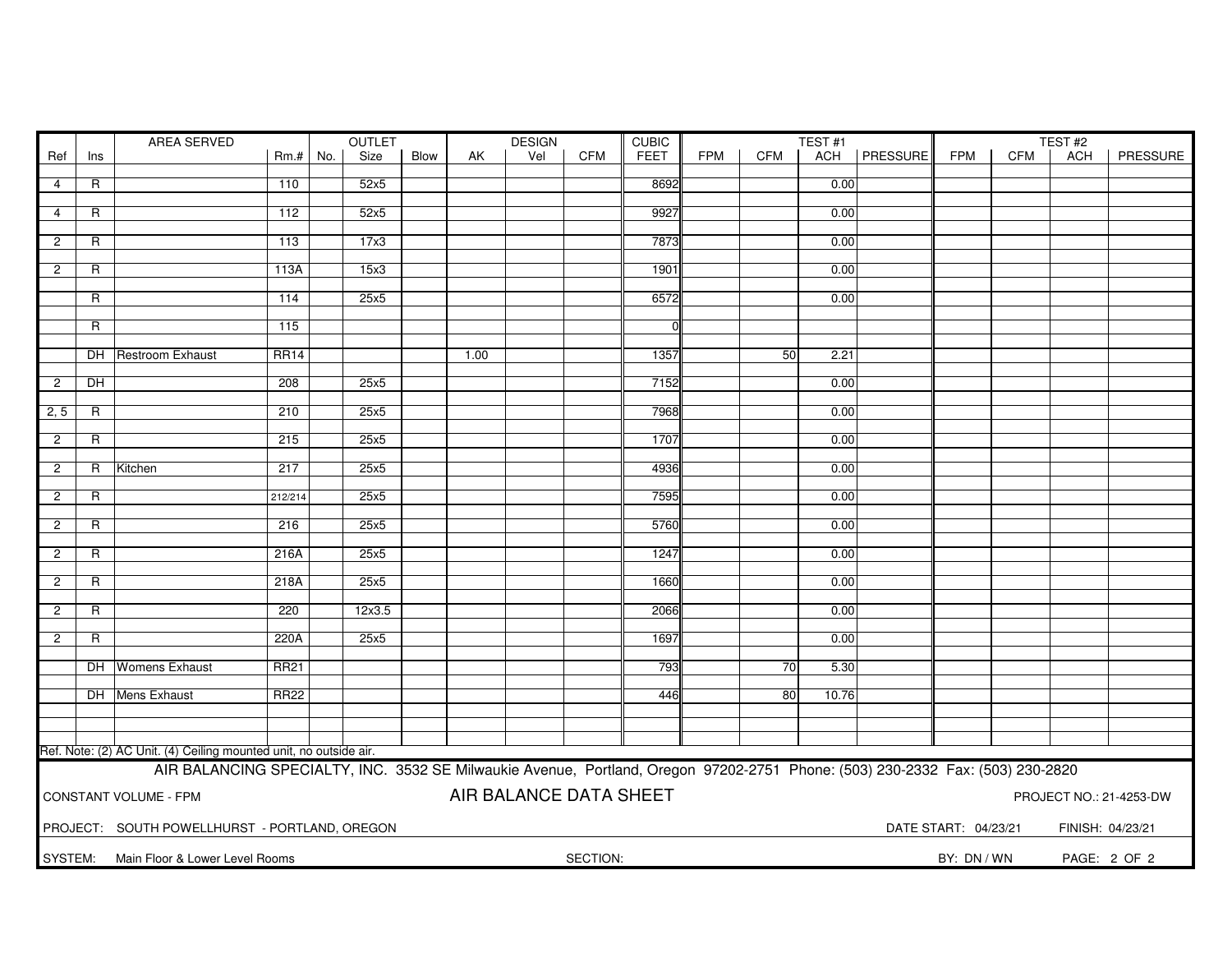| Ref | Ins | AREA SERVED | Rm.# | OUTLET No. | OUTLET Size | OUTLET Blow | DESIGN AK | DESIGN Vel | DESIGN CFM | CUBIC FEET | TEST #1 FPM | TEST #1 CFM | TEST #1 ACH | TEST #1 PRESSURE | TEST #2 FPM | TEST #2 CFM | TEST #2 ACH | TEST #2 PRESSURE |
|---|---|---|---|---|---|---|---|---|---|---|---|---|---|---|---|---|---|---|
| 4 | R | | 110 | | 52x5 | | | | | 8692 | | | 0.00 | | | | | |
| 4 | R | | 112 | | 52x5 | | | | | 9927 | | | 0.00 | | | | | |
| 2 | R | | 113 | | 17x3 | | | | | 7873 | | | 0.00 | | | | | |
| 2 | R | | 113A | | 15x3 | | | | | 1901 | | | 0.00 | | | | | |
| | R | | 114 | | 25x5 | | | | | 6572 | | | 0.00 | | | | | |
| | R | | 115 | | | | | | | 0 | | | | | | | | |
| | DH | Restroom Exhaust | RR14 | | | | 1.00 | | | 1357 | | 50 | 2.21 | | | | | |
| 2 | DH | | 208 | | 25x5 | | | | | 7152 | | | 0.00 | | | | | |
| 2, 5 | R | | 210 | | 25x5 | | | | | 7968 | | | 0.00 | | | | | |
| 2 | R | | 215 | | 25x5 | | | | | 1707 | | | 0.00 | | | | | |
| 2 | R | Kitchen | 217 | | 25x5 | | | | | 4936 | | | 0.00 | | | | | |
| 2 | R | | 212/214 | | 25x5 | | | | | 7595 | | | 0.00 | | | | | |
| 2 | R | | 216 | | 25x5 | | | | | 5760 | | | 0.00 | | | | | |
| 2 | R | | 216A | | 25x5 | | | | | 1247 | | | 0.00 | | | | | |
| 2 | R | | 218A | | 25x5 | | | | | 1660 | | | 0.00 | | | | | |
| 2 | R | | 220 | | 12x3.5 | | | | | 2066 | | | 0.00 | | | | | |
| 2 | R | | 220A | | 25x5 | | | | | 1697 | | | 0.00 | | | | | |
| | DH | Womens Exhaust | RR21 | | | | | | | 793 | | 70 | 5.30 | | | | | |
| | DH | Mens Exhaust | RR22 | | | | | | | 446 | | 80 | 10.76 | | | | | |

Ref. Note: (2) AC Unit. (4) Ceiling mounted unit, no outside air.

AIR BALANCING SPECIALTY, INC. 3532 SE Milwaukie Avenue, Portland, Oregon 97202-2751 Phone: (503) 230-2332 Fax: (503) 230-2820

CONSTANT VOLUME - FPM

**AIR BALANCE DATA SHEET**

PROJECT NO.: 21-4253-DW

PROJECT: SOUTH POWELLHURST - PORTLAND, OREGON

DATE START: 04/23/21 FINISH: 04/23/21

SYSTEM: Main Floor & Lower Level Rooms

SECTION:

BY: DN / WN